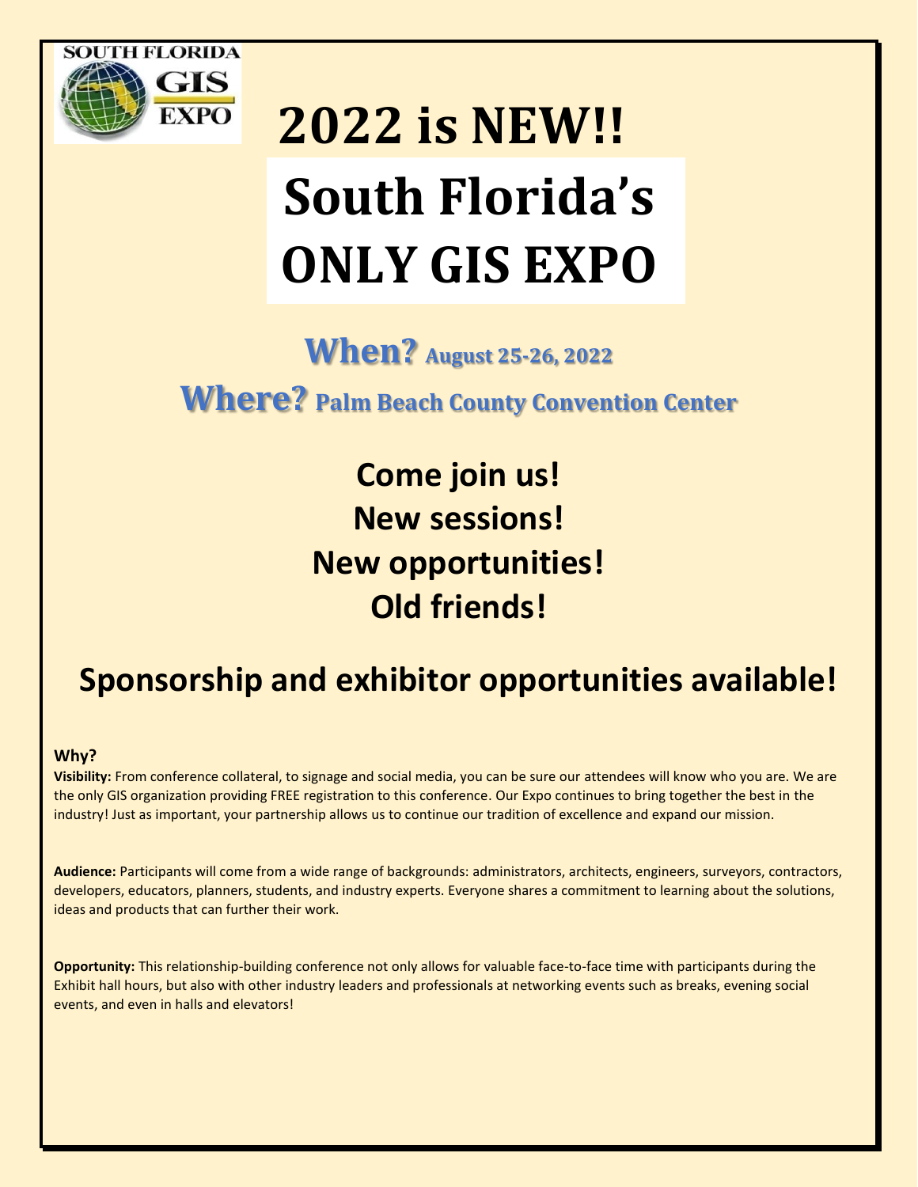# 2022 is NEW!!

# South Florida's ONLY GIS EXPO

## When? August 25-26, 2022

## Where? Palm Beach County Convention Center

**Come join us!**

**New sessions!**

**New opportunities!**

**Old friends!**

## Sponsorship and exhibitor opportunities available!

**Why?**

**Visibility:** From conference collateral, to signage and social media, you can be sure our attendees will know who you are. We are the only GIS organization providing FREE registration to this conference. Our Expo continues to bring together the best in the industry! Just as important, your partnership allows us to continue our tradition of excellence and expand our mission.

**Audience:** Participants will come from a wide range of backgrounds: administrators, architects, engineers, surveyors, contractors, developers, educators, planners, students, and industry experts. Everyone shares a commitment to learning about the solutions, ideas and products that can further their work.

**Opportunity:** This relationship-building conference not only allows for valuable face-to-face time with participants during the Exhibit hall hours, but also with other industry leaders and professionals at networking events such as breaks, evening social events, and even in halls and elevators!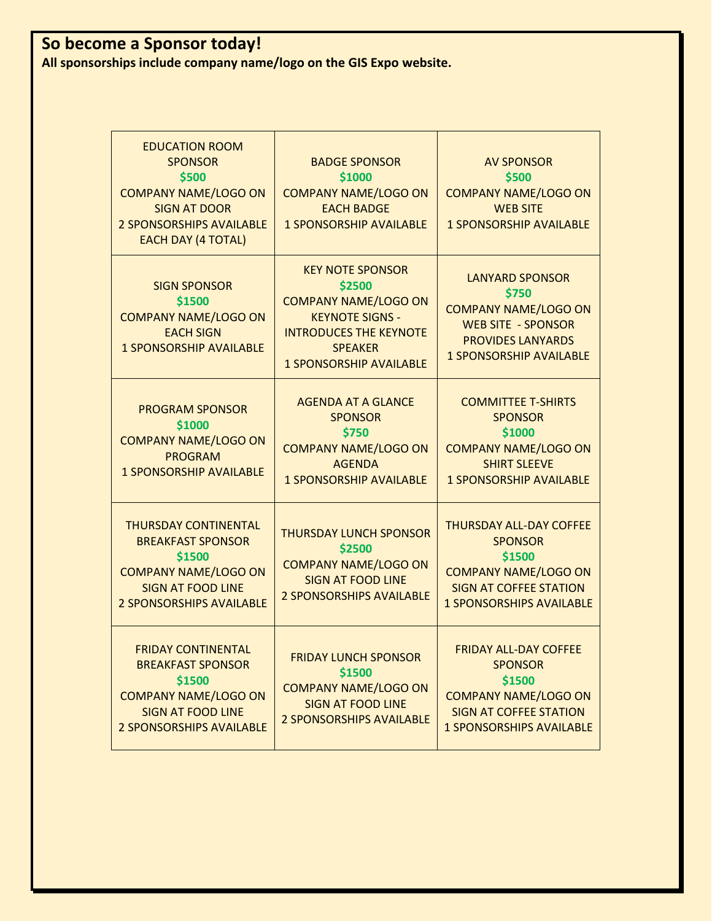## So become a Sponsor today!

**All sponsorships include company name/logo on the GIS Expo website.**

| | | |
|---|---|---|
| EDUCATION ROOM SPONSOR<br>**$500**<br>COMPANY NAME/LOGO ON SIGN AT DOOR<br>2 SPONSORSHIPS AVAILABLE EACH DAY (4 TOTAL) | BADGE SPONSOR<br>**$1000**<br>COMPANY NAME/LOGO ON EACH BADGE<br>1 SPONSORSHIP AVAILABLE | AV SPONSOR<br>**$500**<br>COMPANY NAME/LOGO ON WEB SITE<br>1 SPONSORSHIP AVAILABLE |
| SIGN SPONSOR<br>**$1500**<br>COMPANY NAME/LOGO ON EACH SIGN<br>1 SPONSORSHIP AVAILABLE | KEY NOTE SPONSOR<br>**$2500**<br>COMPANY NAME/LOGO ON KEYNOTE SIGNS - INTRODUCES THE KEYNOTE SPEAKER<br>1 SPONSORSHIP AVAILABLE | LANYARD SPONSOR<br>**$750**<br>COMPANY NAME/LOGO ON WEB SITE - SPONSOR PROVIDES LANYARDS<br>1 SPONSORSHIP AVAILABLE |
| PROGRAM SPONSOR<br>**$1000**<br>COMPANY NAME/LOGO ON PROGRAM<br>1 SPONSORSHIP AVAILABLE | AGENDA AT A GLANCE SPONSOR<br>**$750**<br>COMPANY NAME/LOGO ON AGENDA<br>1 SPONSORSHIP AVAILABLE | COMMITTEE T-SHIRTS SPONSOR<br>**$1000**<br>COMPANY NAME/LOGO ON SHIRT SLEEVE<br>1 SPONSORSHIP AVAILABLE |
| THURSDAY CONTINENTAL BREAKFAST SPONSOR<br>**$1500**<br>COMPANY NAME/LOGO ON SIGN AT FOOD LINE<br>2 SPONSORSHIPS AVAILABLE | THURSDAY LUNCH SPONSOR<br>**$2500**<br>COMPANY NAME/LOGO ON SIGN AT FOOD LINE<br>2 SPONSORSHIPS AVAILABLE | THURSDAY ALL-DAY COFFEE SPONSOR<br>**$1500**<br>COMPANY NAME/LOGO ON SIGN AT COFFEE STATION<br>1 SPONSORSHIPS AVAILABLE |
| FRIDAY CONTINENTAL BREAKFAST SPONSOR<br>**$1500**<br>COMPANY NAME/LOGO ON SIGN AT FOOD LINE<br>2 SPONSORSHIPS AVAILABLE | FRIDAY LUNCH SPONSOR<br>**$1500**<br>COMPANY NAME/LOGO ON SIGN AT FOOD LINE<br>2 SPONSORSHIPS AVAILABLE | FRIDAY ALL-DAY COFFEE SPONSOR<br>**$1500**<br>COMPANY NAME/LOGO ON SIGN AT COFFEE STATION<br>1 SPONSORSHIPS AVAILABLE |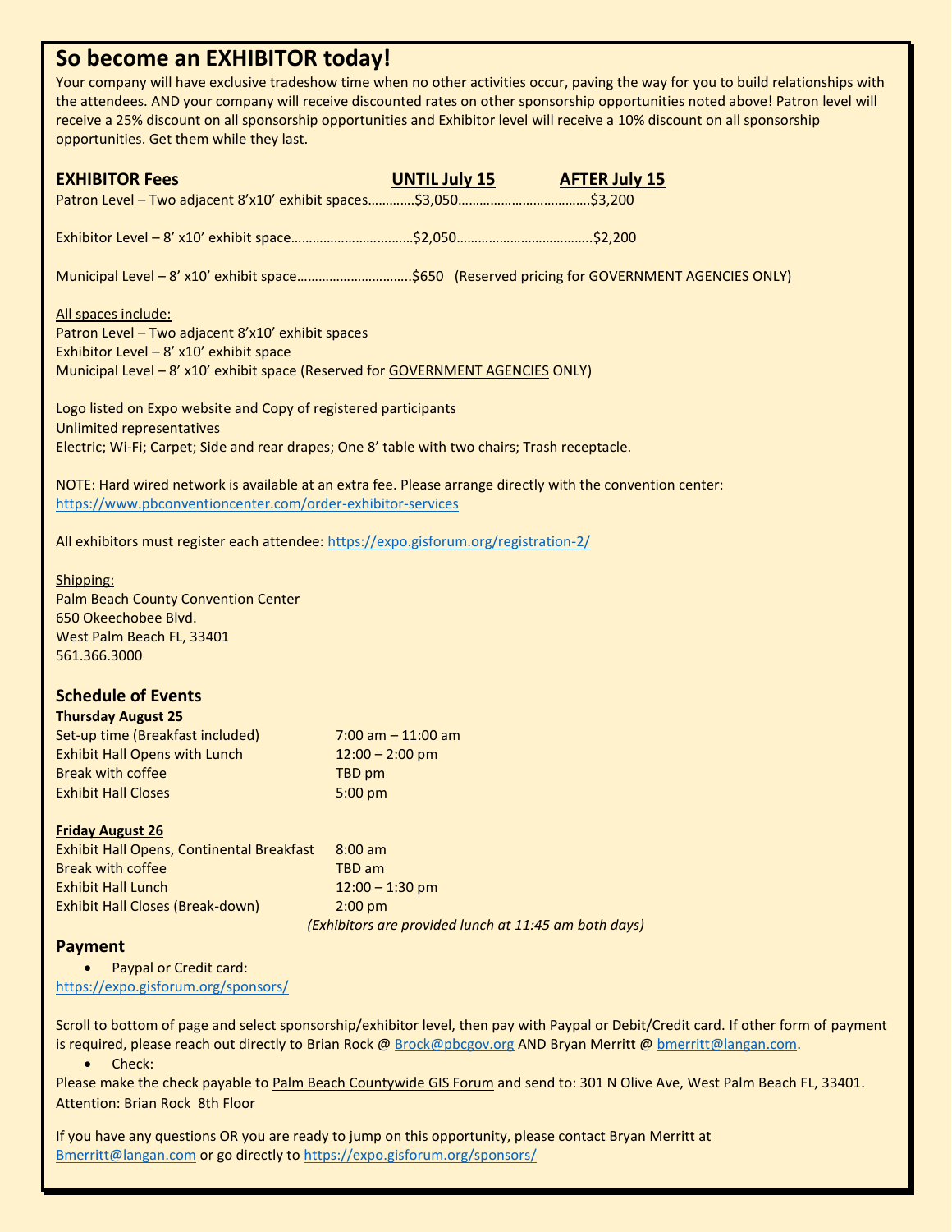## So become an EXHIBITOR today!

Your company will have exclusive tradeshow time when no other activities occur, paving the way for you to build relationships with the attendees. AND your company will receive discounted rates on other sponsorship opportunities noted above! Patron level will receive a 25% discount on all sponsorship opportunities and Exhibitor level will receive a 10% discount on all sponsorship opportunities. Get them while they last.

| EXHIBITOR Fees | UNTIL July 15 | AFTER July 15 |
|---|---|---|
| Patron Level – Two adjacent 8’x10’ exhibit spaces | $3,050 | $3,200 |
| Exhibitor Level – 8’ x10’ exhibit space | $2,050 | $2,200 |
| Municipal Level – 8’ x10’ exhibit space | $650 (Reserved pricing for GOVERNMENT AGENCIES ONLY) | |

All spaces include:
Patron Level – Two adjacent 8’x10’ exhibit spaces
Exhibitor Level – 8’ x10’ exhibit space
Municipal Level – 8’ x10’ exhibit space (Reserved for GOVERNMENT AGENCIES ONLY)

Logo listed on Expo website and Copy of registered participants
Unlimited representatives
Electric; Wi-Fi; Carpet; Side and rear drapes; One 8’ table with two chairs; Trash receptacle.

NOTE: Hard wired network is available at an extra fee. Please arrange directly with the convention center: https://www.pbconventioncenter.com/order-exhibitor-services

All exhibitors must register each attendee: https://expo.gisforum.org/registration-2/

Shipping:
Palm Beach County Convention Center
650 Okeechobee Blvd.
West Palm Beach FL, 33401
561.366.3000

### Schedule of Events

**Thursday August 25**

| | |
|---|---|
| Set-up time (Breakfast included) | 7:00 am – 11:00 am |
| Exhibit Hall Opens with Lunch | 12:00 – 2:00 pm |
| Break with coffee | TBD pm |
| Exhibit Hall Closes | 5:00 pm |

**Friday August 26**

| | |
|---|---|
| Exhibit Hall Opens, Continental Breakfast | 8:00 am |
| Break with coffee | TBD am |
| Exhibit Hall Lunch | 12:00 – 1:30 pm |
| Exhibit Hall Closes (Break-down) | 2:00 pm |

*(Exhibitors are provided lunch at 11:45 am both days)*

### Payment

- Paypal or Credit card:

https://expo.gisforum.org/sponsors/

Scroll to bottom of page and select sponsorship/exhibitor level, then pay with Paypal or Debit/Credit card. If other form of payment is required, please reach out directly to Brian Rock @ Brock@pbcgov.org AND Bryan Merritt @ bmerritt@langan.com.

- Check:

Please make the check payable to Palm Beach Countywide GIS Forum and send to: 301 N Olive Ave, West Palm Beach FL, 33401. Attention: Brian Rock 8th Floor

If you have any questions OR you are ready to jump on this opportunity, please contact Bryan Merritt at Bmerritt@langan.com or go directly to https://expo.gisforum.org/sponsors/